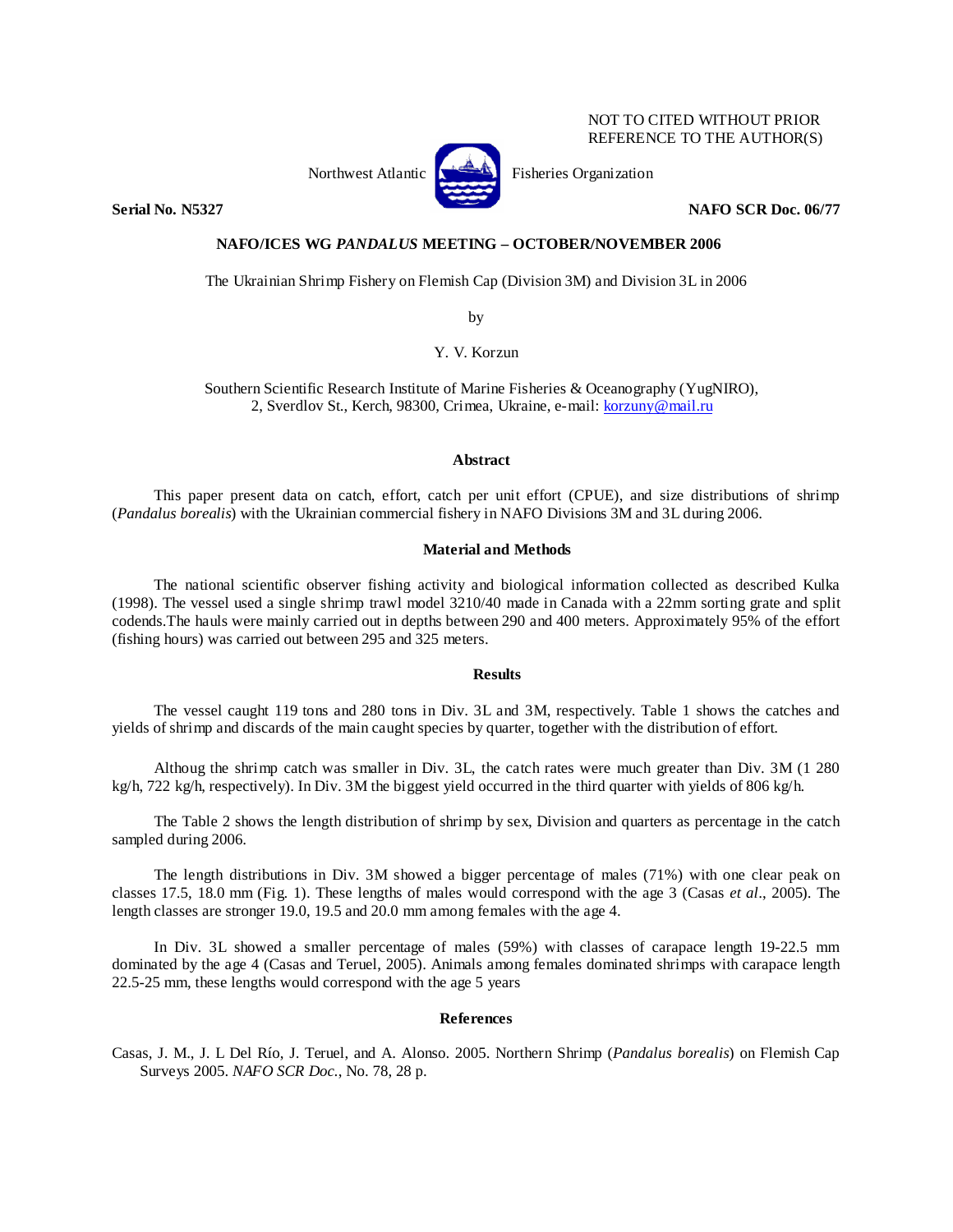NOT TO CITED WITHOUT PRIOR REFERENCE TO THE AUTHOR(S)

Northwest Atlantic Fisheries Organization

**Serial No. N5327** **NAFO SCR Doc. 06/77**

**NAFO/ICES WG *PANDALUS* MEETING – OCTOBER/NOVEMBER 2006**

The Ukrainian Shrimp Fishery on Flemish Cap (Division 3M) and Division 3L in 2006

by

Y. V. Korzun

Southern Scientific Research Institute of Marine Fisheries & Oceanography (YugNIRO), 2, Sverdlov St., Kerch, 98300, Crimea, Ukraine, e-mail: korzuny@mail.ru

## Abstract

This paper present data on catch, effort, catch per unit effort (CPUE), and size distributions of shrimp (*Pandalus borealis*) with the Ukrainian commercial fishery in NAFO Divisions 3M and 3L during 2006.

## Material and Methods

The national scientific observer fishing activity and biological information collected as described Kulka (1998). The vessel used a single shrimp trawl model 3210/40 made in Canada with a 22mm sorting grate and split codends.The hauls were mainly carried out in depths between 290 and 400 meters. Approximately 95% of the effort (fishing hours) was carried out between 295 and 325 meters.

## Results

The vessel caught 119 tons and 280 tons in Div. 3L and 3M, respectively. Table 1 shows the catches and yields of shrimp and discards of the main caught species by quarter, together with the distribution of effort.

Althoug the shrimp catch was smaller in Div. 3L, the catch rates were much greater than Div. 3M (1 280 kg/h, 722 kg/h, respectively). In Div. 3M the biggest yield occurred in the third quarter with yields of 806 kg/h.

The Table 2 shows the length distribution of shrimp by sex, Division and quarters as percentage in the catch sampled during 2006.

The length distributions in Div. 3M showed a bigger percentage of males (71%) with one clear peak on classes 17.5, 18.0 mm (Fig. 1). These lengths of males would correspond with the age 3 (Casas *et al*., 2005). The length classes are stronger 19.0, 19.5 and 20.0 mm among females with the age 4.

In Div. 3L showed a smaller percentage of males (59%) with classes of carapace length 19-22.5 mm dominated by the age 4 (Casas and Teruel, 2005). Animals among females dominated shrimps with carapace length 22.5-25 mm, these lengths would correspond with the age 5 years

## References

Casas, J. M., J. L Del Río, J. Teruel, and A. Alonso. 2005. Northern Shrimp (*Pandalus borealis*) on Flemish Cap Surveys 2005. *NAFO SCR Doc*., No. 78, 28 p.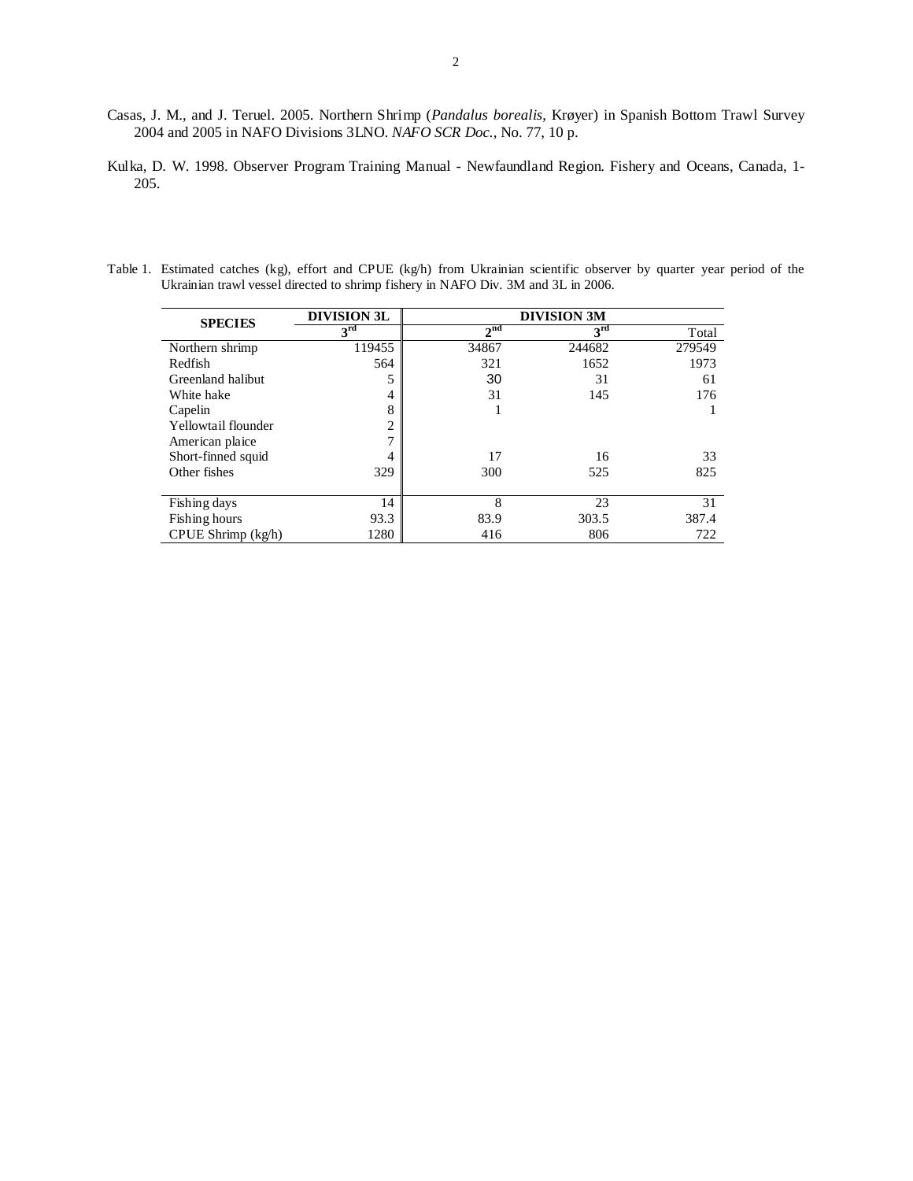Casas, J. M., and J. Teruel. 2005. Northern Shrimp (*Pandalus borealis*, Krøyer) in Spanish Bottom Trawl Survey 2004 and 2005 in NAFO Divisions 3LNO. *NAFO SCR Doc.*, No. 77, 10 p.

Kulka, D. W. 1998. Observer Program Training Manual - Newfaundland Region. Fishery and Oceans, Canada, 1-205.

Table 1. Estimated catches (kg), effort and CPUE (kg/h) from Ukrainian scientific observer by quarter year period of the Ukrainian trawl vessel directed to shrimp fishery in NAFO Div. 3M and 3L in 2006.

| SPECIES | DIVISION 3L | DIVISION 3M | | |
|---|---|---|---|---|
| | 3rd | 2nd | 3rd | Total |
| Northern shrimp | 119455 | 34867 | 244682 | 279549 |
| Redfish | 564 | 321 | 1652 | 1973 |
| Greenland halibut | 5 | 30 | 31 | 61 |
| White hake | 4 | 31 | 145 | 176 |
| Capelin | 8 | 1 | | 1 |
| Yellowtail flounder | 2 | | | |
| American plaice | 7 | | | |
| Short-finned squid | 4 | 17 | 16 | 33 |
| Other fishes | 329 | 300 | 525 | 825 |
| Fishing days | 14 | 8 | 23 | 31 |
| Fishing hours | 93.3 | 83.9 | 303.5 | 387.4 |
| CPUE Shrimp (kg/h) | 1280 | 416 | 806 | 722 |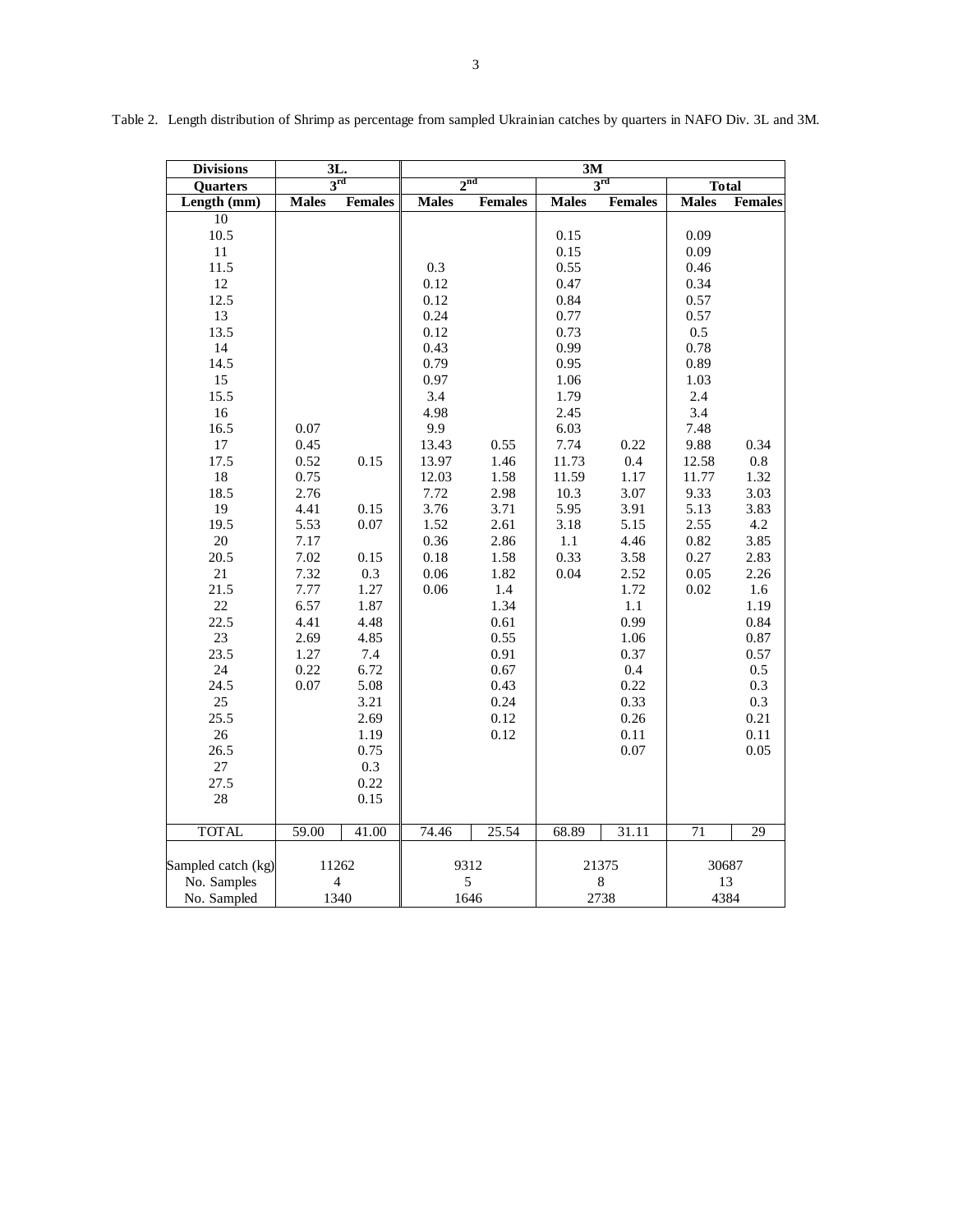Table 2. Length distribution of Shrimp as percentage from sampled Ukrainian catches by quarters in NAFO Div. 3L and 3M.

| Divisions | 3L. | | 3M | | | | | |
|---|---|---|---|---|---|---|---|---|
| Quarters | 3rd | | 2nd | | 3rd | | Total | |
| Length (mm) | Males | Females | Males | Females | Males | Females | Males | Females |
| 10 | | | | | | | | |
| 10.5 | | | | | 0.15 | | 0.09 | |
| 11 | | | | | 0.15 | | 0.09 | |
| 11.5 | | | 0.3 | | 0.55 | | 0.46 | |
| 12 | | | 0.12 | | 0.47 | | 0.34 | |
| 12.5 | | | 0.12 | | 0.84 | | 0.57 | |
| 13 | | | 0.24 | | 0.77 | | 0.57 | |
| 13.5 | | | 0.12 | | 0.73 | | 0.5 | |
| 14 | | | 0.43 | | 0.99 | | 0.78 | |
| 14.5 | | | 0.79 | | 0.95 | | 0.89 | |
| 15 | | | 0.97 | | 1.06 | | 1.03 | |
| 15.5 | | | 3.4 | | 1.79 | | 2.4 | |
| 16 | | | 4.98 | | 2.45 | | 3.4 | |
| 16.5 | 0.07 | | 9.9 | | 6.03 | | 7.48 | |
| 17 | 0.45 | | 13.43 | 0.55 | 7.74 | 0.22 | 9.88 | 0.34 |
| 17.5 | 0.52 | 0.15 | 13.97 | 1.46 | 11.73 | 0.4 | 12.58 | 0.8 |
| 18 | 0.75 | | 12.03 | 1.58 | 11.59 | 1.17 | 11.77 | 1.32 |
| 18.5 | 2.76 | | 7.72 | 2.98 | 10.3 | 3.07 | 9.33 | 3.03 |
| 19 | 4.41 | 0.15 | 3.76 | 3.71 | 5.95 | 3.91 | 5.13 | 3.83 |
| 19.5 | 5.53 | 0.07 | 1.52 | 2.61 | 3.18 | 5.15 | 2.55 | 4.2 |
| 20 | 7.17 | | 0.36 | 2.86 | 1.1 | 4.46 | 0.82 | 3.85 |
| 20.5 | 7.02 | 0.15 | 0.18 | 1.58 | 0.33 | 3.58 | 0.27 | 2.83 |
| 21 | 7.32 | 0.3 | 0.06 | 1.82 | 0.04 | 2.52 | 0.05 | 2.26 |
| 21.5 | 7.77 | 1.27 | 0.06 | 1.4 | | 1.72 | 0.02 | 1.6 |
| 22 | 6.57 | 1.87 | | 1.34 | | 1.1 | | 1.19 |
| 22.5 | 4.41 | 4.48 | | 0.61 | | 0.99 | | 0.84 |
| 23 | 2.69 | 4.85 | | 0.55 | | 1.06 | | 0.87 |
| 23.5 | 1.27 | 7.4 | | 0.91 | | 0.37 | | 0.57 |
| 24 | 0.22 | 6.72 | | 0.67 | | 0.4 | | 0.5 |
| 24.5 | 0.07 | 5.08 | | 0.43 | | 0.22 | | 0.3 |
| 25 | | 3.21 | | 0.24 | | 0.33 | | 0.3 |
| 25.5 | | 2.69 | | 0.12 | | 0.26 | | 0.21 |
| 26 | | 1.19 | | 0.12 | | 0.11 | | 0.11 |
| 26.5 | | 0.75 | | | | 0.07 | | 0.05 |
| 27 | | 0.3 | | | | | | |
| 27.5 | | 0.22 | | | | | | |
| 28 | | 0.15 | | | | | | |
| TOTAL | 59.00 | 41.00 | 74.46 | 25.54 | 68.89 | 31.11 | 71 | 29 |
| Sampled catch (kg) | 11262 | | 9312 | | 21375 | | 30687 | |
| No. Samples | 4 | | 5 | | 8 | | 13 | |
| No. Sampled | 1340 | | 1646 | | 2738 | | 4384 | |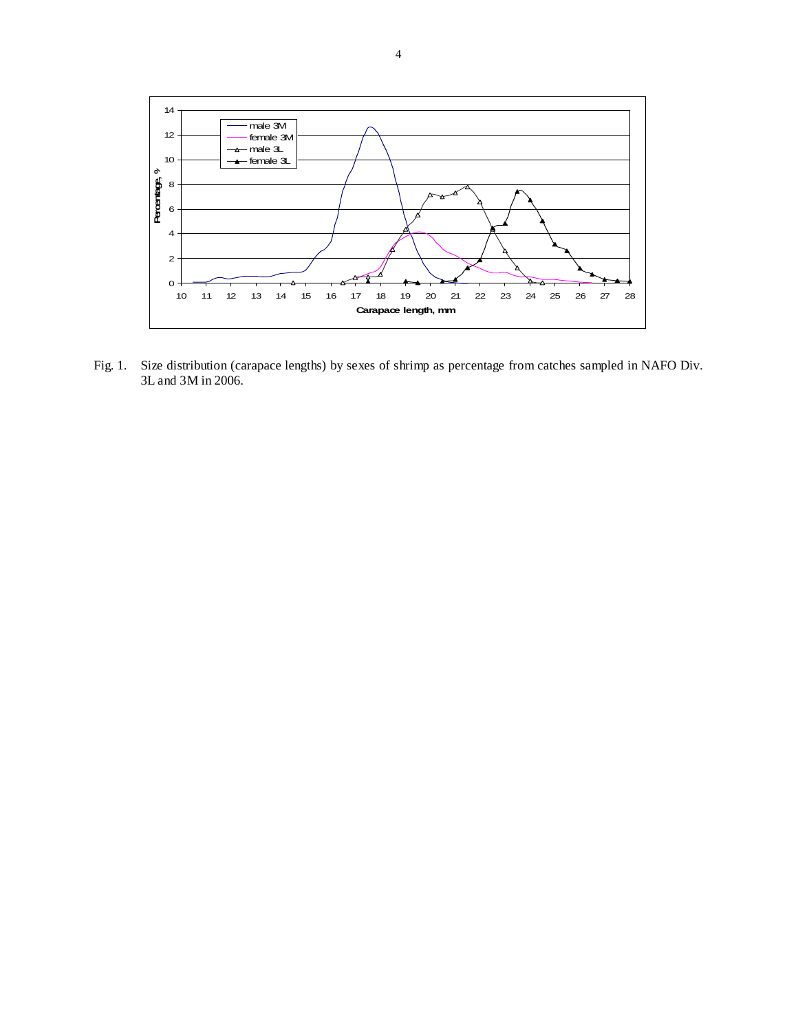14

12

10

8

6

4

2

0

Percentage, %

10 11 12 13 14 15 16 17 18 19 20 21 22 23 24 25 26 27 28

Carapace length, mm

male 3M
female 3M
male 3L
female 3L

Fig. 1. Size distribution (carapace lengths) by sexes of shrimp as percentage from catches sampled in NAFO Div. 3L and 3M in 2006.